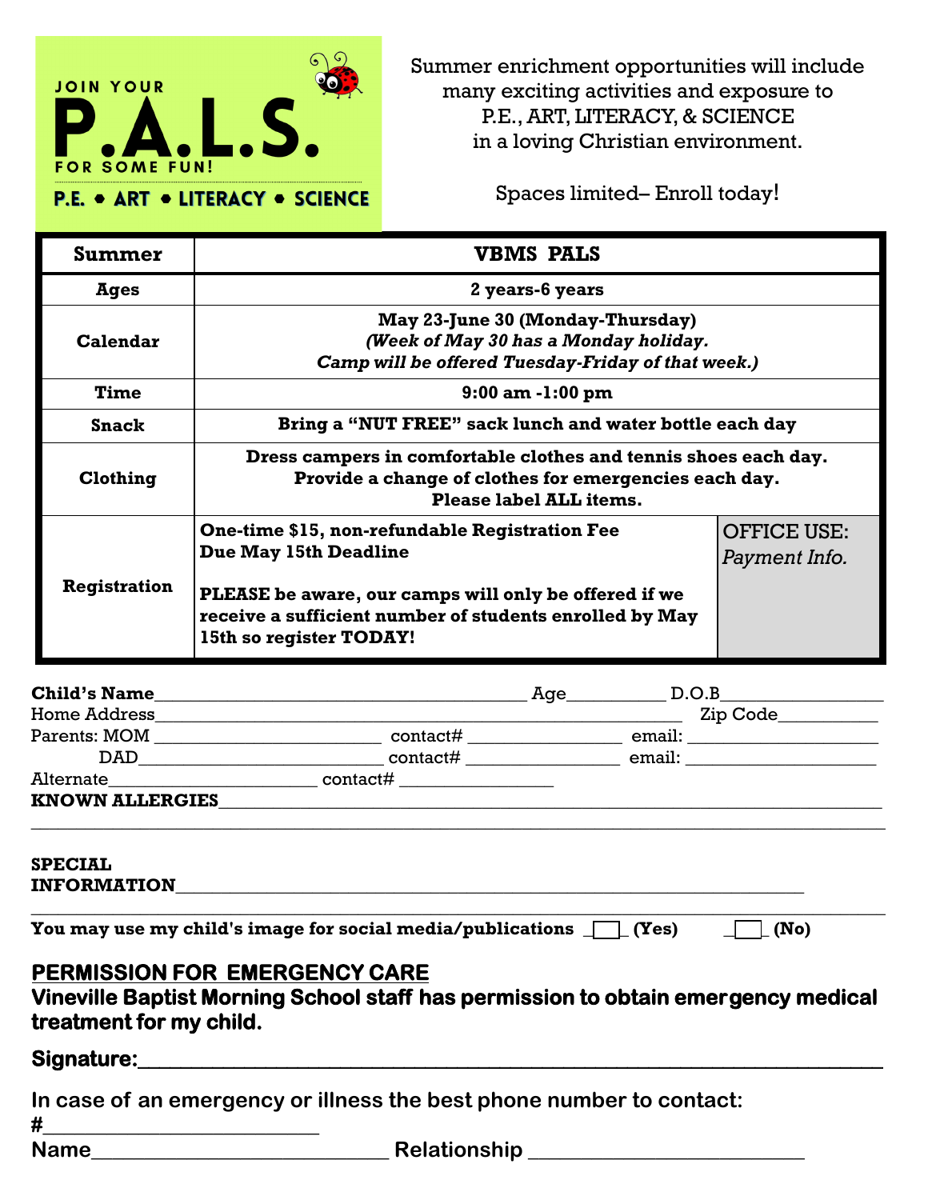JOIN YOUR

# P.A.L.S.

FOR SOME FUN!

**P.E. • ART • LITERACY • SCIENCE**

Summer enrichment opportunities will include many exciting activities and exposure to P.E., ART, LITERACY, & SCIENCE in a loving Christian environment.

Spaces limited– Enroll today!

| **Summer** | **VBMS PALS** | |
|---|---|---|
| **Ages** | **2 years-6 years** | |
| **Calendar** | **May 23-June 30 (Monday-Thursday)** ***(Week of May 30 has a Monday holiday. Camp will be offered Tuesday-Friday of that week.)*** | |
| **Time** | **9:00 am -1:00 pm** | |
| **Snack** | **Bring a "NUT FREE" sack lunch and water bottle each day** | |
| **Clothing** | **Dress campers in comfortable clothes and tennis shoes each day. Provide a change of clothes for emergencies each day. Please label ALL items.** | |
| **Registration** | **One-time $15, non-refundable Registration Fee Due May 15th Deadline** **PLEASE be aware, our camps will only be offered if we receive a sufficient number of students enrolled by May 15th so register TODAY!** | OFFICE USE: *Payment Info.* |

**Child's Name**_______________________________ Age_________ D.O.B_______________

Home Address____________________________________________ Zip Code_________

Parents: MOM _____________________ contact# ______________ email: _________________

DAD______________________ contact# ______________ email: _________________

Alternate___________________ contact# ______________

**KNOWN ALLERGIES**______________________________________________________________

______________________________________________________________________________

**SPECIAL INFORMATION**___________________________________________________________

______________________________________________________________________________

**You may use my child's image for social media/publications** \_\_\_ **(Yes)** \_\_\_ **(No)**

## PERMISSION FOR EMERGENCY CARE

**Vineville Baptist Morning School staff has permission to obtain emergency medical treatment for my child.**

**Signature:**______________________________________________________________

**In case of an emergency or illness the best phone number to contact:**

**#**_______________________

**Name**_________________________ **Relationship** ______________________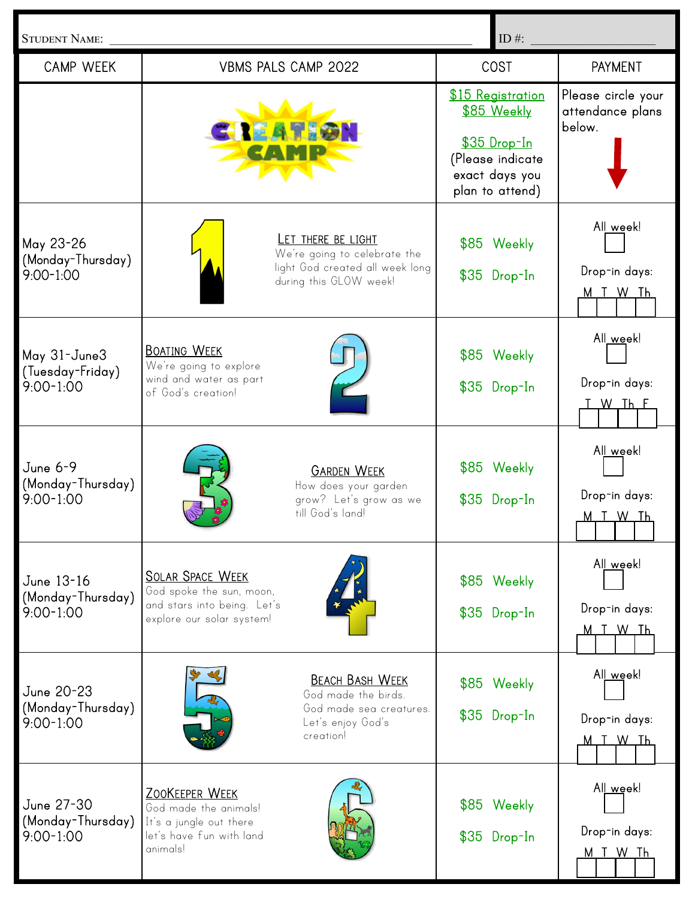Student Name: ______________________ ID #: ______________

| CAMP WEEK | VBMS PALS CAMP 2022 | COST | PAYMENT |
|---|---|---|---|
| | CREATION CAMP | $15 Registration<br>$85 Weekly<br><br>$35 Drop-In<br>(Please indicate exact days you plan to attend) | Please circle your attendance plans below. |
| May 23-26 (Monday-Thursday) 9:00-1:00 | 1 **Let there be light** We're going to celebrate the light God created all week long during this GLOW week! | $85 Weekly<br><br>$35 Drop-In | All week! ☐<br><br>Drop-in days:<br>M T W Th |
| May 31-June3 (Tuesday-Friday) 9:00-1:00 | **Boating Week** We're going to explore wind and water as part of God's creation! 2 | $85 Weekly<br><br>$35 Drop-In | All week! ☐<br><br>Drop-in days:<br>T W Th F |
| June 6-9 (Monday-Thursday) 9:00-1:00 | 3 **Garden Week** How does your garden grow? Let's grow as we till God's land! | $85 Weekly<br><br>$35 Drop-In | All week! ☐<br><br>Drop-in days:<br>M T W Th |
| June 13-16 (Monday-Thursday) 9:00-1:00 | **Solar Space Week** God spoke the sun, moon, and stars into being. Let's explore our solar system! 4 | $85 Weekly<br><br>$35 Drop-In | All week! ☐<br><br>Drop-in days:<br>M T W Th |
| June 20-23 (Monday-Thursday) 9:00-1:00 | 5 **Beach Bash Week** God made the birds. God made sea creatures. Let's enjoy God's creation! | $85 Weekly<br><br>$35 Drop-In | All week! ☐<br><br>Drop-in days:<br>M T W Th |
| June 27-30 (Monday-Thursday) 9:00-1:00 | **ZooKeeper Week** God made the animals! It's a jungle out there let's have fun with land animals! 6 | $85 Weekly<br><br>$35 Drop-In | All week! ☐<br><br>Drop-in days:<br>M T W Th |